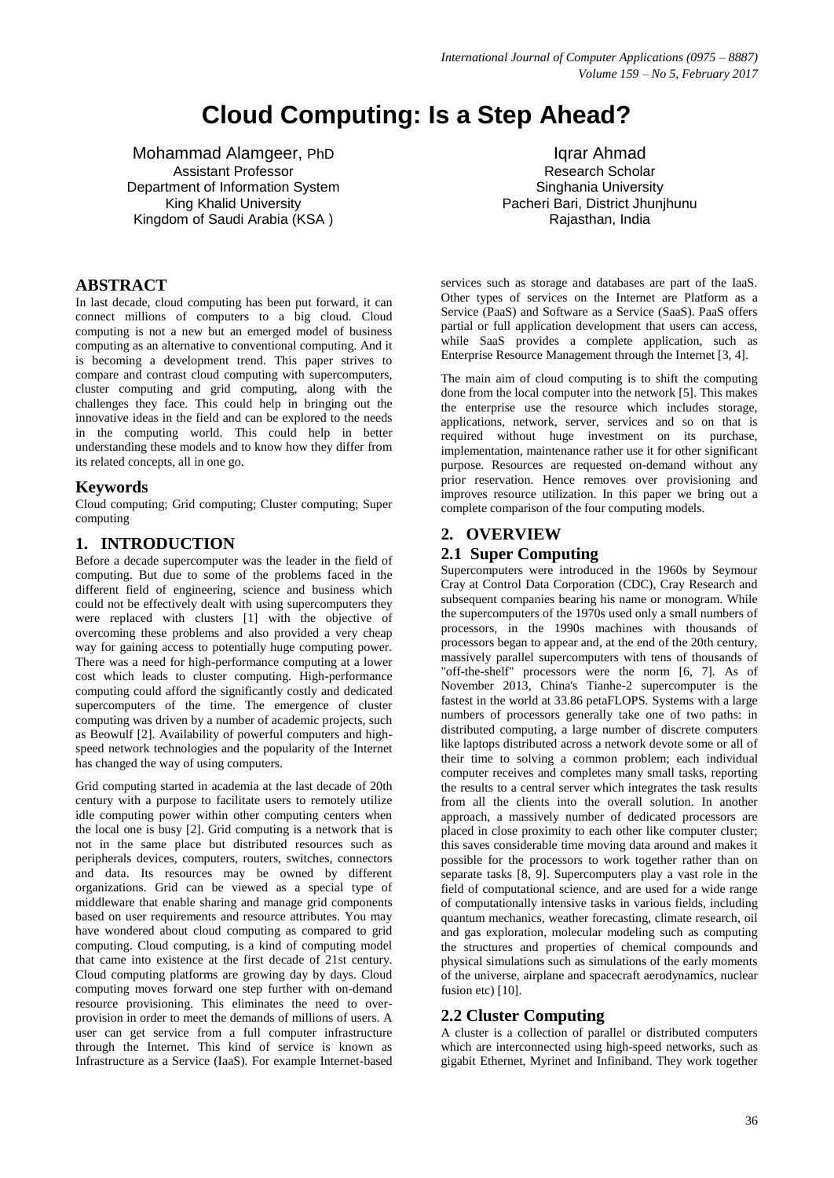# Cloud Computing: Is a Step Ahead?

Mohammad Alamgeer, PhD
Assistant Professor
Department of Information System
King Khalid University
Kingdom of Saudi Arabia (KSA )

Iqrar Ahmad
Research Scholar
Singhania University
Pacheri Bari, District Jhunjhunu
Rajasthan, India

## ABSTRACT

In last decade, cloud computing has been put forward, it can connect millions of computers to a big cloud. Cloud computing is not a new but an emerged model of business computing as an alternative to conventional computing. And it is becoming a development trend. This paper strives to compare and contrast cloud computing with supercomputers, cluster computing and grid computing, along with the challenges they face. This could help in bringing out the innovative ideas in the field and can be explored to the needs in the computing world. This could help in better understanding these models and to know how they differ from its related concepts, all in one go.

## Keywords

Cloud computing; Grid computing; Cluster computing; Super computing

## 1. INTRODUCTION

Before a decade supercomputer was the leader in the field of computing. But due to some of the problems faced in the different field of engineering, science and business which could not be effectively dealt with using supercomputers they were replaced with clusters [1] with the objective of overcoming these problems and also provided a very cheap way for gaining access to potentially huge computing power. There was a need for high-performance computing at a lower cost which leads to cluster computing. High-performance computing could afford the significantly costly and dedicated supercomputers of the time. The emergence of cluster computing was driven by a number of academic projects, such as Beowulf [2]. Availability of powerful computers and high-speed network technologies and the popularity of the Internet has changed the way of using computers.

Grid computing started in academia at the last decade of 20th century with a purpose to facilitate users to remotely utilize idle computing power within other computing centers when the local one is busy [2]. Grid computing is a network that is not in the same place but distributed resources such as peripherals devices, computers, routers, switches, connectors and data. Its resources may be owned by different organizations. Grid can be viewed as a special type of middleware that enable sharing and manage grid components based on user requirements and resource attributes. You may have wondered about cloud computing as compared to grid computing. Cloud computing, is a kind of computing model that came into existence at the first decade of 21st century. Cloud computing platforms are growing day by days. Cloud computing moves forward one step further with on-demand resource provisioning. This eliminates the need to over-provision in order to meet the demands of millions of users. A user can get service from a full computer infrastructure through the Internet. This kind of service is known as Infrastructure as a Service (IaaS). For example Internet-based services such as storage and databases are part of the IaaS. Other types of services on the Internet are Platform as a Service (PaaS) and Software as a Service (SaaS). PaaS offers partial or full application development that users can access, while SaaS provides a complete application, such as Enterprise Resource Management through the Internet [3, 4].

The main aim of cloud computing is to shift the computing done from the local computer into the network [5]. This makes the enterprise use the resource which includes storage, applications, network, server, services and so on that is required without huge investment on its purchase, implementation, maintenance rather use it for other significant purpose. Resources are requested on-demand without any prior reservation. Hence removes over provisioning and improves resource utilization. In this paper we bring out a complete comparison of the four computing models.

## 2. OVERVIEW

### 2.1 Super Computing

Supercomputers were introduced in the 1960s by Seymour Cray at Control Data Corporation (CDC), Cray Research and subsequent companies bearing his name or monogram. While the supercomputers of the 1970s used only a small numbers of processors, in the 1990s machines with thousands of processors began to appear and, at the end of the 20th century, massively parallel supercomputers with tens of thousands of "off-the-shelf" processors were the norm [6, 7]. As of November 2013, China's Tianhe-2 supercomputer is the fastest in the world at 33.86 petaFLOPS. Systems with a large numbers of processors generally take one of two paths: in distributed computing, a large number of discrete computers like laptops distributed across a network devote some or all of their time to solving a common problem; each individual computer receives and completes many small tasks, reporting the results to a central server which integrates the task results from all the clients into the overall solution. In another approach, a massively number of dedicated processors are placed in close proximity to each other like computer cluster; this saves considerable time moving data around and makes it possible for the processors to work together rather than on separate tasks [8, 9]. Supercomputers play a vast role in the field of computational science, and are used for a wide range of computationally intensive tasks in various fields, including quantum mechanics, weather forecasting, climate research, oil and gas exploration, molecular modeling such as computing the structures and properties of chemical compounds and physical simulations such as simulations of the early moments of the universe, airplane and spacecraft aerodynamics, nuclear fusion etc) [10].

### 2.2 Cluster Computing

A cluster is a collection of parallel or distributed computers which are interconnected using high-speed networks, such as gigabit Ethernet, Myrinet and Infiniband. They work together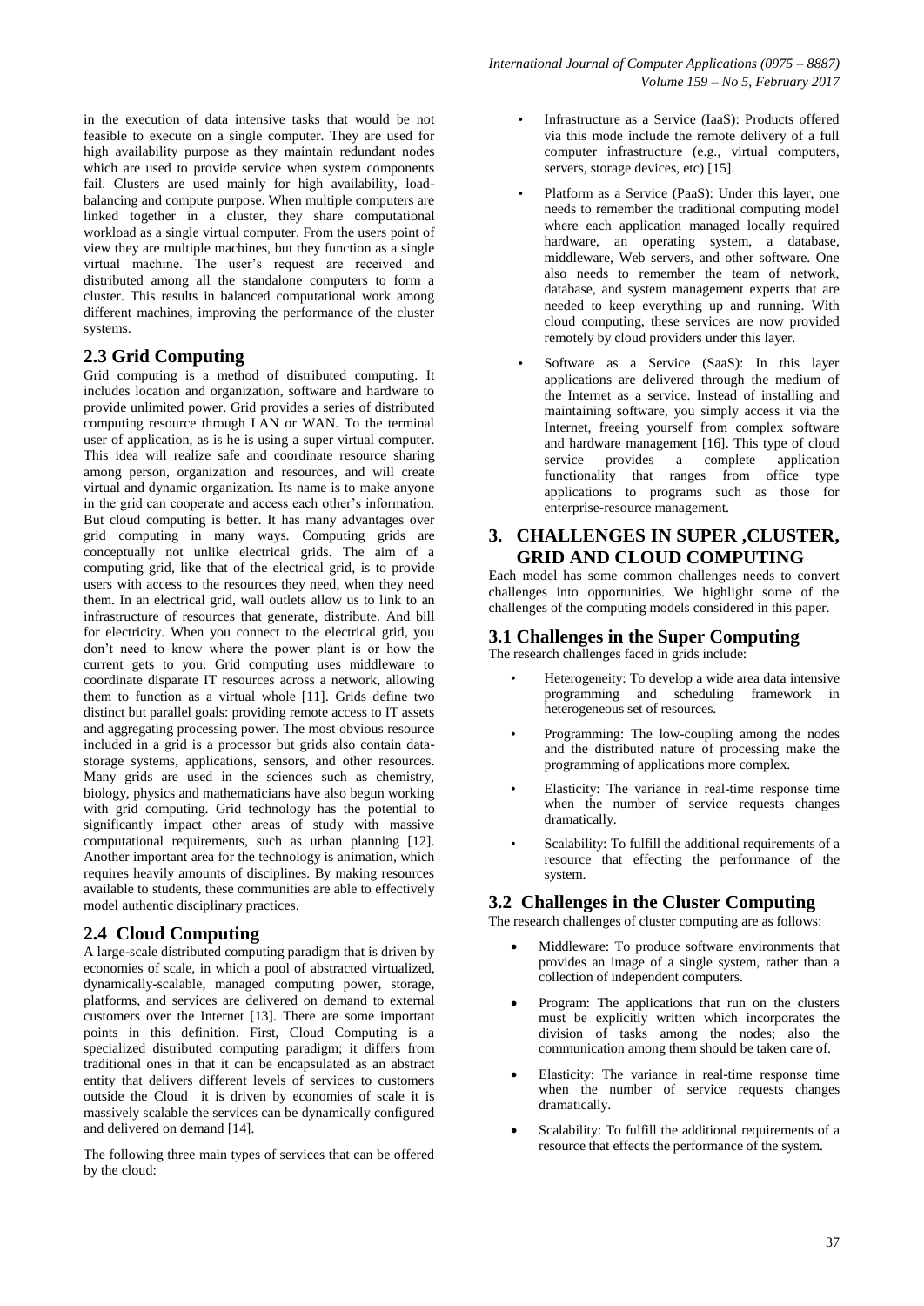in the execution of data intensive tasks that would be not feasible to execute on a single computer. They are used for high availability purpose as they maintain redundant nodes which are used to provide service when system components fail. Clusters are used mainly for high availability, load-balancing and compute purpose. When multiple computers are linked together in a cluster, they share computational workload as a single virtual computer. From the users point of view they are multiple machines, but they function as a single virtual machine. The user's request are received and distributed among all the standalone computers to form a cluster. This results in balanced computational work among different machines, improving the performance of the cluster systems.

## 2.3 Grid Computing

Grid computing is a method of distributed computing. It includes location and organization, software and hardware to provide unlimited power. Grid provides a series of distributed computing resource through LAN or WAN. To the terminal user of application, as is he is using a super virtual computer. This idea will realize safe and coordinate resource sharing among person, organization and resources, and will create virtual and dynamic organization. Its name is to make anyone in the grid can cooperate and access each other's information. But cloud computing is better. It has many advantages over grid computing in many ways. Computing grids are conceptually not unlike electrical grids. The aim of a computing grid, like that of the electrical grid, is to provide users with access to the resources they need, when they need them. In an electrical grid, wall outlets allow us to link to an infrastructure of resources that generate, distribute. And bill for electricity. When you connect to the electrical grid, you don't need to know where the power plant is or how the current gets to you. Grid computing uses middleware to coordinate disparate IT resources across a network, allowing them to function as a virtual whole [11]. Grids define two distinct but parallel goals: providing remote access to IT assets and aggregating processing power. The most obvious resource included in a grid is a processor but grids also contain data-storage systems, applications, sensors, and other resources. Many grids are used in the sciences such as chemistry, biology, physics and mathematicians have also begun working with grid computing. Grid technology has the potential to significantly impact other areas of study with massive computational requirements, such as urban planning [12]. Another important area for the technology is animation, which requires heavily amounts of disciplines. By making resources available to students, these communities are able to effectively model authentic disciplinary practices.

## 2.4 Cloud Computing

A large-scale distributed computing paradigm that is driven by economies of scale, in which a pool of abstracted virtualized, dynamically-scalable, managed computing power, storage, platforms, and services are delivered on demand to external customers over the Internet [13]. There are some important points in this definition. First, Cloud Computing is a specialized distributed computing paradigm; it differs from traditional ones in that it can be encapsulated as an abstract entity that delivers different levels of services to customers outside the Cloud it is driven by economies of scale it is massively scalable the services can be dynamically configured and delivered on demand [14].

The following three main types of services that can be offered by the cloud:

- Infrastructure as a Service (IaaS): Products offered via this mode include the remote delivery of a full computer infrastructure (e.g., virtual computers, servers, storage devices, etc) [15].
- Platform as a Service (PaaS): Under this layer, one needs to remember the traditional computing model where each application managed locally required hardware, an operating system, a database, middleware, Web servers, and other software. One also needs to remember the team of network, database, and system management experts that are needed to keep everything up and running. With cloud computing, these services are now provided remotely by cloud providers under this layer.
- Software as a Service (SaaS): In this layer applications are delivered through the medium of the Internet as a service. Instead of installing and maintaining software, you simply access it via the Internet, freeing yourself from complex software and hardware management [16]. This type of cloud service provides a complete application functionality that ranges from office type applications to programs such as those for enterprise-resource management.

# 3. CHALLENGES IN SUPER ,CLUSTER, GRID AND CLOUD COMPUTING

Each model has some common challenges needs to convert challenges into opportunities. We highlight some of the challenges of the computing models considered in this paper.

## 3.1 Challenges in the Super Computing

The research challenges faced in grids include:

- Heterogeneity: To develop a wide area data intensive programming and scheduling framework in heterogeneous set of resources.
- Programming: The low-coupling among the nodes and the distributed nature of processing make the programming of applications more complex.
- Elasticity: The variance in real-time response time when the number of service requests changes dramatically.
- Scalability: To fulfill the additional requirements of a resource that effecting the performance of the system.

## 3.2 Challenges in the Cluster Computing

The research challenges of cluster computing are as follows:

- Middleware: To produce software environments that provides an image of a single system, rather than a collection of independent computers.
- Program: The applications that run on the clusters must be explicitly written which incorporates the division of tasks among the nodes; also the communication among them should be taken care of.
- Elasticity: The variance in real-time response time when the number of service requests changes dramatically.
- Scalability: To fulfill the additional requirements of a resource that effects the performance of the system.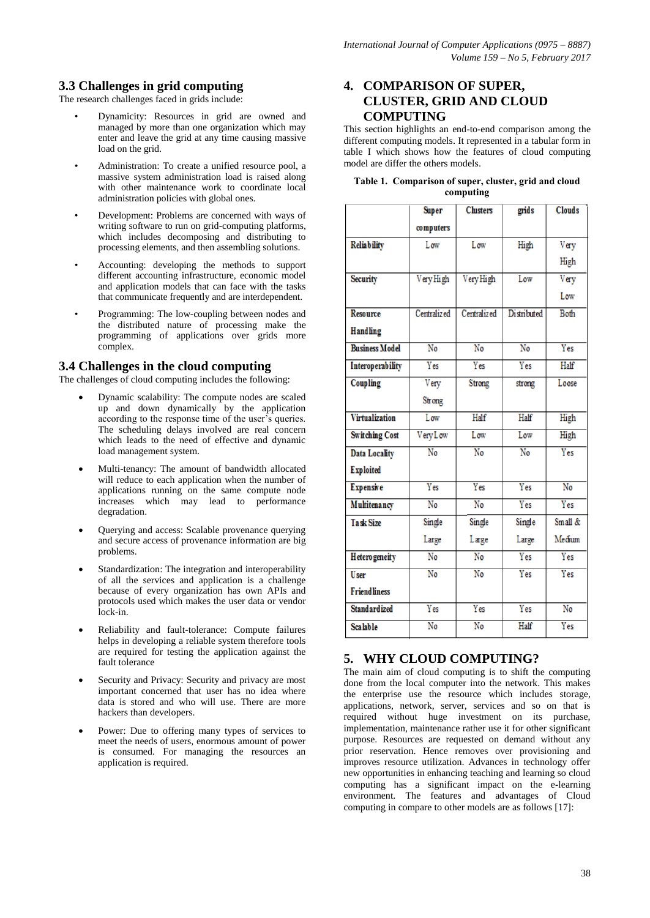### 3.3 Challenges in grid computing

The research challenges faced in grids include:

- Dynamicity: Resources in grid are owned and managed by more than one organization which may enter and leave the grid at any time causing massive load on the grid.
- Administration: To create a unified resource pool, a massive system administration load is raised along with other maintenance work to coordinate local administration policies with global ones.
- Development: Problems are concerned with ways of writing software to run on grid-computing platforms, which includes decomposing and distributing to processing elements, and then assembling solutions.
- Accounting: developing the methods to support different accounting infrastructure, economic model and application models that can face with the tasks that communicate frequently and are interdependent.
- Programming: The low-coupling between nodes and the distributed nature of processing make the programming of applications over grids more complex.

### 3.4 Challenges in the cloud computing

The challenges of cloud computing includes the following:

- Dynamic scalability: The compute nodes are scaled up and down dynamically by the application according to the response time of the user's queries. The scheduling delays involved are real concern which leads to the need of effective and dynamic load management system.
- Multi-tenancy: The amount of bandwidth allocated will reduce to each application when the number of applications running on the same compute node increases which may lead to performance degradation.
- Querying and access: Scalable provenance querying and secure access of provenance information are big problems.
- Standardization: The integration and interoperability of all the services and application is a challenge because of every organization has own APIs and protocols used which makes the user data or vendor lock-in.
- Reliability and fault-tolerance: Compute failures helps in developing a reliable system therefore tools are required for testing the application against the fault tolerance
- Security and Privacy: Security and privacy are most important concerned that user has no idea where data is stored and who will use. There are more hackers than developers.
- Power: Due to offering many types of services to meet the needs of users, enormous amount of power is consumed. For managing the resources an application is required.

## 4. COMPARISON OF SUPER, CLUSTER, GRID AND CLOUD COMPUTING

This section highlights an end-to-end comparison among the different computing models. It represented in a tabular form in table I which shows how the features of cloud computing model are differ the others models.

**Table 1. Comparison of super, cluster, grid and cloud computing**

| | Super computers | Clusters | grids | Clouds |
|---|---|---|---|---|
| Reliability | Low | Low | High | Very High |
| Security | Very High | Very High | Low | Very Low |
| Resource Handling | Centralized | Centralized | Distributed | Both |
| Business Model | No | No | No | Yes |
| Interoperability | Yes | Yes | Yes | Half |
| Coupling | Very Strong | Strong | strong | Loose |
| Virtualization | Low | Half | Half | High |
| Switching Cost | Very Low | Low | Low | High |
| Data Locality Exploited | No | No | No | Yes |
| Expensive | Yes | Yes | Yes | No |
| Multitenancy | No | No | Yes | Yes |
| Task Size | Single Large | Single Large | Single Large | Small & Medium |
| Heterogeneity | No | No | Yes | Yes |
| User Friendliness | No | No | Yes | Yes |
| Standardized | Yes | Yes | Yes | No |
| Scalable | No | No | Half | Yes |

## 5. WHY CLOUD COMPUTING?

The main aim of cloud computing is to shift the computing done from the local computer into the network. This makes the enterprise use the resource which includes storage, applications, network, server, services and so on that is required without huge investment on its purchase, implementation, maintenance rather use it for other significant purpose. Resources are requested on demand without any prior reservation. Hence removes over provisioning and improves resource utilization. Advances in technology offer new opportunities in enhancing teaching and learning so cloud computing has a significant impact on the e-learning environment. The features and advantages of Cloud computing in compare to other models are as follows [17]: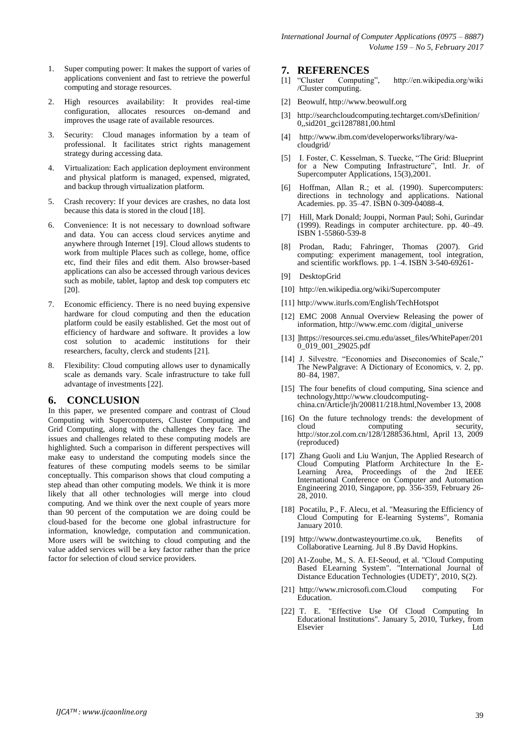1. Super computing power: It makes the support of varies of applications convenient and fast to retrieve the powerful computing and storage resources.

2. High resources availability: It provides real-time configuration, allocates resources on-demand and improves the usage rate of available resources.

3. Security: Cloud manages information by a team of professional. It facilitates strict rights management strategy during accessing data.

4. Virtualization: Each application deployment environment and physical platform is managed, expensed, migrated, and backup through virtualization platform.

5. Crash recovery: If your devices are crashes, no data lost because this data is stored in the cloud [18].

6. Convenience: It is not necessary to download software and data. You can access cloud services anytime and anywhere through Internet [19]. Cloud allows students to work from multiple Places such as college, home, office etc, find their files and edit them. Also browser-based applications can also be accessed through various devices such as mobile, tablet, laptop and desk top computers etc [20].

7. Economic efficiency. There is no need buying expensive hardware for cloud computing and then the education platform could be easily established. Get the most out of efficiency of hardware and software. It provides a low cost solution to academic institutions for their researchers, faculty, clerck and students [21].

8. Flexibility: Cloud computing allows user to dynamically scale as demands vary. Scale infrastructure to take full advantage of investments [22].

## 6. CONCLUSION

In this paper, we presented compare and contrast of Cloud Computing with Supercomputers, Cluster Computing and Grid Computing, along with the challenges they face. The issues and challenges related to these computing models are highlighted. Such a comparison in different perspectives will make easy to understand the computing models since the features of these computing models seems to be similar conceptually. This comparison shows that cloud computing a step ahead than other computing models. We think it is more likely that all other technologies will merge into cloud computing. And we think over the next couple of years more than 90 percent of the computation we are doing could be cloud-based for the become one global infrastructure for information, knowledge, computation and communication. More users will be switching to cloud computing and the value added services will be a key factor rather than the price factor for selection of cloud service providers.

## 7. REFERENCES

[1] "Cluster Computing", http://en.wikipedia.org/wiki /Cluster computing.

[2] Beowulf, http://www.beowulf.org

[3] http://searchcloudcomputing.techtarget.com/sDefinition/ 0,,sid201_gci1287881,00.html

[4] http://www.ibm.com/developerworks/library/wa-cloudgrid/

[5] I. Foster, C. Kesselman, S. Tuecke, "The Grid: Blueprint for a New Computing Infrastructure", Intl. Jr. of Supercomputer Applications, 15(3),2001.

[6] Hoffman, Allan R.; et al. (1990). Supercomputers: directions in technology and applications. National Academies. pp. 35–47. ISBN 0-309-04088-4.

[7] Hill, Mark Donald; Jouppi, Norman Paul; Sohi, Gurindar (1999). Readings in computer architecture. pp. 40–49. ISBN 1-55860-539-8

[8] Prodan, Radu; Fahringer, Thomas (2007). Grid computing: experiment management, tool integration, and scientific workflows. pp. 1–4. ISBN 3-540-69261-

[9] DesktopGrid

[10] http://en.wikipedia.org/wiki/Supercomputer

[11] http://www.iturls.com/English/TechHotspot

[12] EMC 2008 Annual Overview Releasing the power of information, http://www.emc.com /digital_universe

[13] ]https://resources.sei.cmu.edu/asset_files/WhitePaper/2010_019_001_29025.pdf

[14] J. Silvestre. "Economies and Diseconomies of Scale," The NewPalgrave: A Dictionary of Economics, v. 2, pp. 80–84, 1987.

[15] The four benefits of cloud computing, Sina science and technology,http://www.cloudcomputing-china.cn/Article/jh/200811/218.html,November 13, 2008

[16] On the future technology trends: the development of cloud computing security, http://stor.zol.com.cn/128/1288536.html, April 13, 2009 (reproduced)

[17] Zhang Guoli and Liu Wanjun, The Applied Research of Cloud Computing Platform Architecture In the E-Learning Area, Proceedings of the 2nd IEEE International Conference on Computer and Automation Engineering 2010, Singapore, pp. 356-359, February 26-28, 2010.

[18] Pocatilu, P., F. Alecu, et al. "Measuring the Efficiency of Cloud Computing for E-learning Systems", Romania January 2010.

[19] http://www.dontwasteyourtime.co.uk, Benefits of Collaborative Learning. Jul 8 .By David Hopkins.

[20] A1-Zoube, M., S. A. EI-Seoud, et al. "Cloud Computing Based ELearning System". "International Journal of Distance Education Technologies (UDET)", 2010, S(2).

[21] http://www.rnicrosofi.com.Cloud computing For Education.

[22] T. E. "Effective Use Of Cloud Computing In Educational Institutions". January 5, 2010, Turkey, from Elsevier Ltd